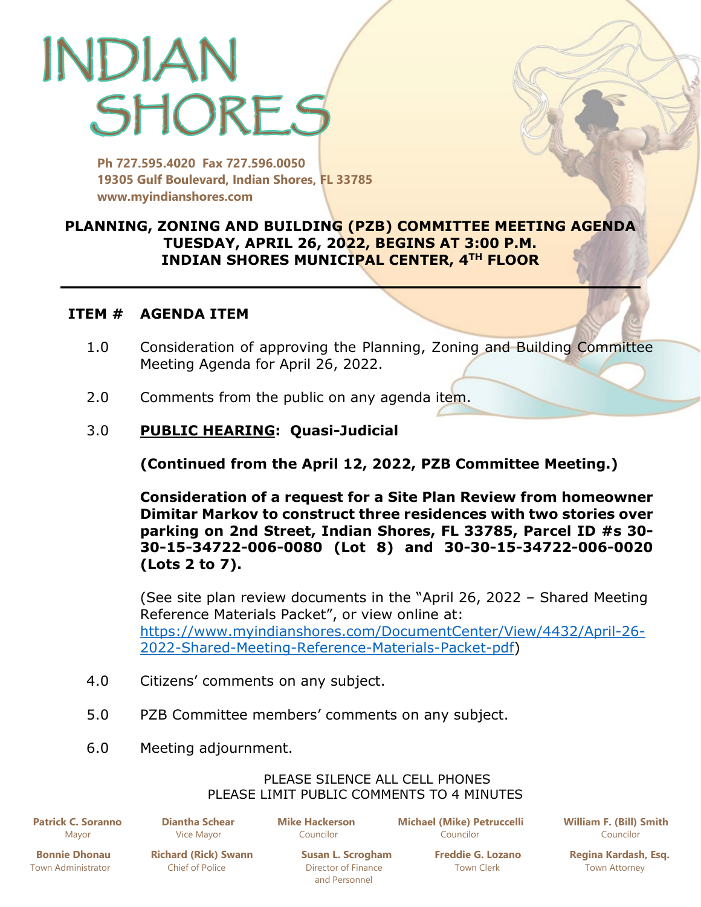# INDIAN SHORES

**Ph 727.595.4020 Fax 727.596.0050**
**19305 Gulf Boulevard, Indian Shores, FL 33785**
**www.myindianshores.com**

## PLANNING, ZONING AND BUILDING (PZB) COMMITTEE MEETING AGENDA
## TUESDAY, APRIL 26, 2022, BEGINS AT 3:00 P.M.
## INDIAN SHORES MUNICIPAL CENTER, 4TH FLOOR

---

**ITEM # AGENDA ITEM**

1.0 Consideration of approving the Planning, Zoning and Building Committee Meeting Agenda for April 26, 2022.

2.0 Comments from the public on any agenda item.

3.0 **PUBLIC HEARING: Quasi-Judicial**

**(Continued from the April 12, 2022, PZB Committee Meeting.)**

**Consideration of a request for a Site Plan Review from homeowner Dimitar Markov to construct three residences with two stories over parking on 2nd Street, Indian Shores, FL 33785, Parcel ID #s 30-30-15-34722-006-0080 (Lot 8) and 30-30-15-34722-006-0020 (Lots 2 to 7).**

(See site plan review documents in the "April 26, 2022 – Shared Meeting Reference Materials Packet", or view online at: https://www.myindianshores.com/DocumentCenter/View/4432/April-26-2022-Shared-Meeting-Reference-Materials-Packet-pdf)

4.0 Citizens' comments on any subject.

5.0 PZB Committee members' comments on any subject.

6.0 Meeting adjournment.

PLEASE SILENCE ALL CELL PHONES
PLEASE LIMIT PUBLIC COMMENTS TO 4 MINUTES

**Patrick C. Soranno** Mayor | **Diantha Schear** Vice Mayor | **Mike Hackerson** Councilor | **Michael (Mike) Petruccelli** Councilor | **William F. (Bill) Smith** Councilor

**Bonnie Dhonau** Town Administrator | **Richard (Rick) Swann** Chief of Police | **Susan L. Scrogham** Director of Finance and Personnel | **Freddie G. Lozano** Town Clerk | **Regina Kardash, Esq.** Town Attorney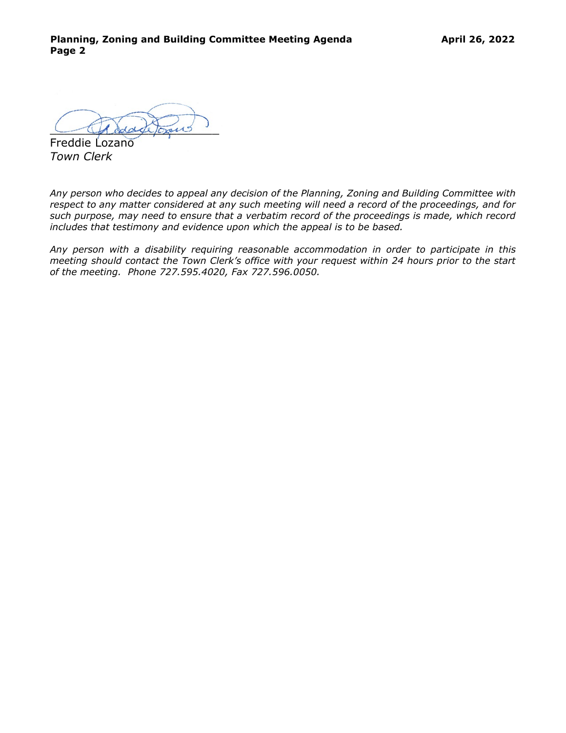Freddie Lozano
*Town Clerk*

*Any person who decides to appeal any decision of the Planning, Zoning and Building Committee with respect to any matter considered at any such meeting will need a record of the proceedings, and for such purpose, may need to ensure that a verbatim record of the proceedings is made, which record includes that testimony and evidence upon which the appeal is to be based.*

*Any person with a disability requiring reasonable accommodation in order to participate in this meeting should contact the Town Clerk's office with your request within 24 hours prior to the start of the meeting. Phone 727.595.4020, Fax 727.596.0050.*